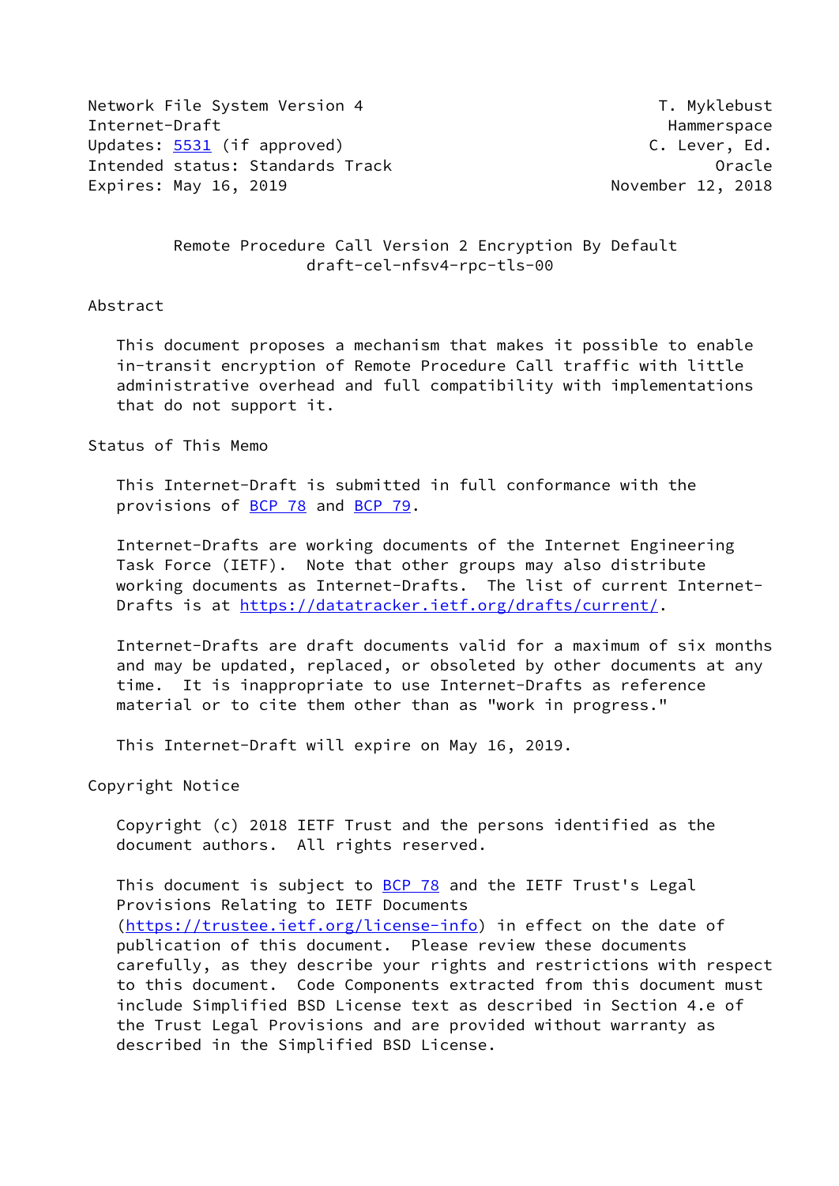Network File System Version 4 T. Myklebust
Internet-Draft Hammerspace
Updates: 5531 (if approved) C. Lever, Ed.
Intended status: Standards Track Oracle
Expires: May 16, 2019 November 12, 2018

# Remote Procedure Call Version 2 Encryption By Default
draft-cel-nfsv4-rpc-tls-00

## Abstract

This document proposes a mechanism that makes it possible to enable in-transit encryption of Remote Procedure Call traffic with little administrative overhead and full compatibility with implementations that do not support it.

## Status of This Memo

This Internet-Draft is submitted in full conformance with the provisions of BCP 78 and BCP 79.

Internet-Drafts are working documents of the Internet Engineering Task Force (IETF). Note that other groups may also distribute working documents as Internet-Drafts. The list of current Internet-Drafts is at https://datatracker.ietf.org/drafts/current/.

Internet-Drafts are draft documents valid for a maximum of six months and may be updated, replaced, or obsoleted by other documents at any time. It is inappropriate to use Internet-Drafts as reference material or to cite them other than as "work in progress."

This Internet-Draft will expire on May 16, 2019.

## Copyright Notice

Copyright (c) 2018 IETF Trust and the persons identified as the document authors. All rights reserved.

This document is subject to BCP 78 and the IETF Trust's Legal Provisions Relating to IETF Documents (https://trustee.ietf.org/license-info) in effect on the date of publication of this document. Please review these documents carefully, as they describe your rights and restrictions with respect to this document. Code Components extracted from this document must include Simplified BSD License text as described in Section 4.e of the Trust Legal Provisions and are provided without warranty as described in the Simplified BSD License.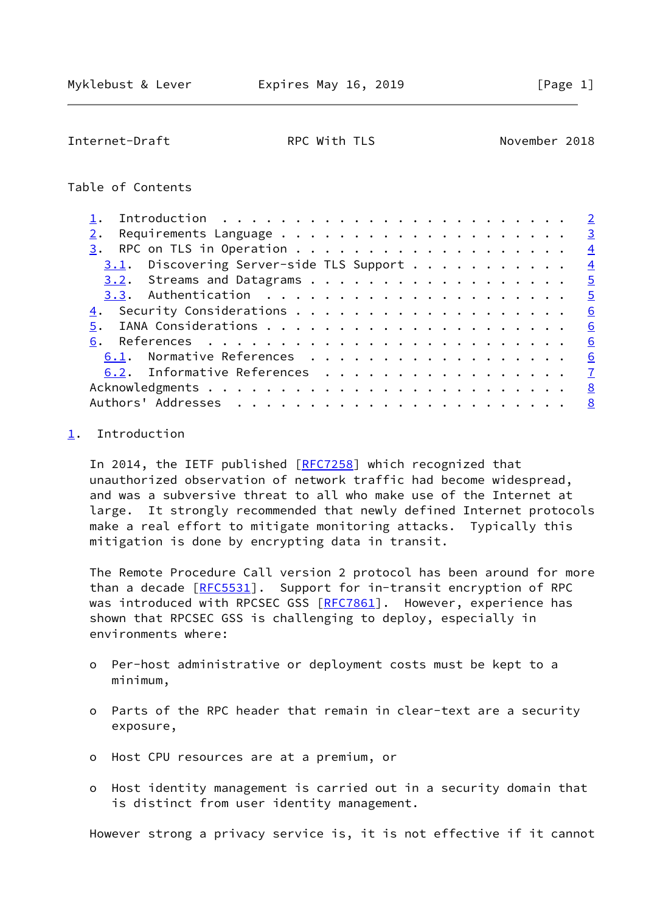Table of Contents

1. Introduction . . . . . . . . . . . . . . . . . . . . . . . . 2
2. Requirements Language . . . . . . . . . . . . . . . . . . . . 3
3. RPC on TLS in Operation . . . . . . . . . . . . . . . . . . . 4
   3.1. Discovering Server-side TLS Support . . . . . . . . . . . 4
   3.2. Streams and Datagrams . . . . . . . . . . . . . . . . . . 5
   3.3. Authentication . . . . . . . . . . . . . . . . . . . . . 5
4. Security Considerations . . . . . . . . . . . . . . . . . . . 6
5. IANA Considerations . . . . . . . . . . . . . . . . . . . . . 6
6. References . . . . . . . . . . . . . . . . . . . . . . . . . 6
   6.1. Normative References . . . . . . . . . . . . . . . . . . 6
   6.2. Informative References . . . . . . . . . . . . . . . . . 7
Acknowledgments . . . . . . . . . . . . . . . . . . . . . . . . . 8
Authors' Addresses . . . . . . . . . . . . . . . . . . . . . . . 8

## 1. Introduction

In 2014, the IETF published [RFC7258] which recognized that unauthorized observation of network traffic had become widespread, and was a subversive threat to all who make use of the Internet at large. It strongly recommended that newly defined Internet protocols make a real effort to mitigate monitoring attacks. Typically this mitigation is done by encrypting data in transit.

The Remote Procedure Call version 2 protocol has been around for more than a decade [RFC5531]. Support for in-transit encryption of RPC was introduced with RPCSEC GSS [RFC7861]. However, experience has shown that RPCSEC GSS is challenging to deploy, especially in environments where:

- Per-host administrative or deployment costs must be kept to a minimum,
- Parts of the RPC header that remain in clear-text are a security exposure,
- Host CPU resources are at a premium, or
- Host identity management is carried out in a security domain that is distinct from user identity management.

However strong a privacy service is, it is not effective if it cannot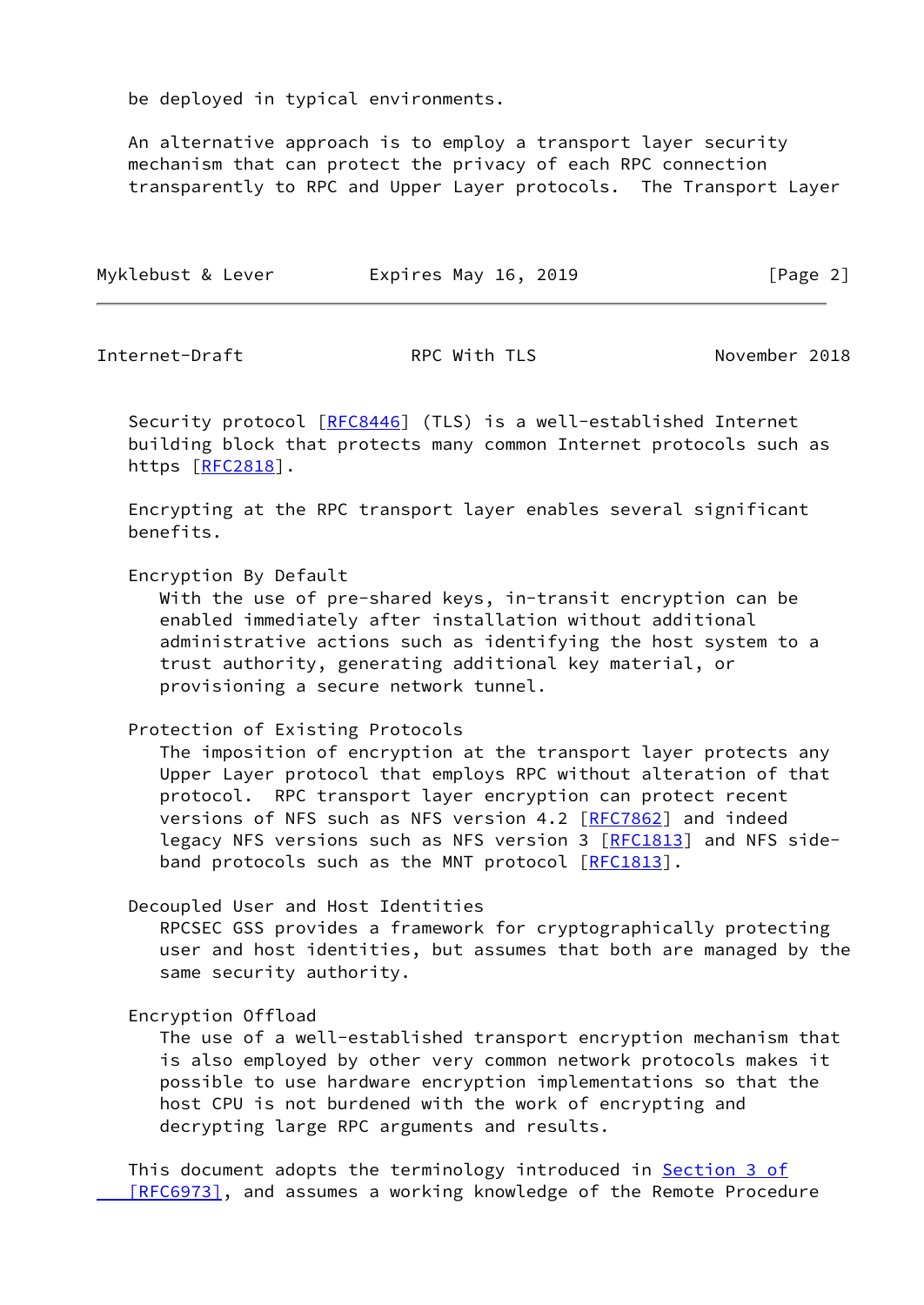be deployed in typical environments.

An alternative approach is to employ a transport layer security mechanism that can protect the privacy of each RPC connection transparently to RPC and Upper Layer protocols. The Transport Layer Security protocol [RFC8446] (TLS) is a well-established Internet building block that protects many common Internet protocols such as https [RFC2818].

Encrypting at the RPC transport layer enables several significant benefits.

Encryption By Default
: With the use of pre-shared keys, in-transit encryption can be enabled immediately after installation without additional administrative actions such as identifying the host system to a trust authority, generating additional key material, or provisioning a secure network tunnel.

Protection of Existing Protocols
: The imposition of encryption at the transport layer protects any Upper Layer protocol that employs RPC without alteration of that protocol. RPC transport layer encryption can protect recent versions of NFS such as NFS version 4.2 [RFC7862] and indeed legacy NFS versions such as NFS version 3 [RFC1813] and NFS side-band protocols such as the MNT protocol [RFC1813].

Decoupled User and Host Identities
: RPCSEC GSS provides a framework for cryptographically protecting user and host identities, but assumes that both are managed by the same security authority.

Encryption Offload
: The use of a well-established transport encryption mechanism that is also employed by other very common network protocols makes it possible to use hardware encryption implementations so that the host CPU is not burdened with the work of encrypting and decrypting large RPC arguments and results.

This document adopts the terminology introduced in Section 3 of [RFC6973], and assumes a working knowledge of the Remote Procedure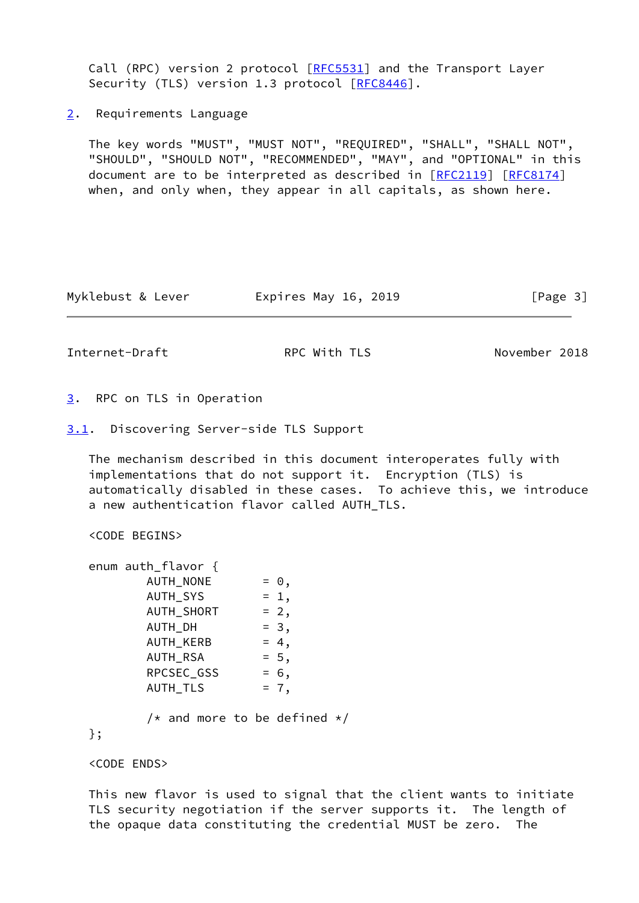Call (RPC) version 2 protocol [RFC5531] and the Transport Layer Security (TLS) version 1.3 protocol [RFC8446].

## 2. Requirements Language

The key words "MUST", "MUST NOT", "REQUIRED", "SHALL", "SHALL NOT", "SHOULD", "SHOULD NOT", "RECOMMENDED", "MAY", and "OPTIONAL" in this document are to be interpreted as described in [RFC2119] [RFC8174] when, and only when, they appear in all capitals, as shown here.

## 3. RPC on TLS in Operation

### 3.1. Discovering Server-side TLS Support

The mechanism described in this document interoperates fully with implementations that do not support it. Encryption (TLS) is automatically disabled in these cases. To achieve this, we introduce a new authentication flavor called AUTH_TLS.

<CODE BEGINS>

```
enum auth_flavor {
        AUTH_NONE       = 0,
        AUTH_SYS        = 1,
        AUTH_SHORT      = 2,
        AUTH_DH         = 3,
        AUTH_KERB       = 4,
        AUTH_RSA        = 5,
        RPCSEC_GSS      = 6,
        AUTH_TLS        = 7,

        /* and more to be defined */
};
```

<CODE ENDS>

This new flavor is used to signal that the client wants to initiate TLS security negotiation if the server supports it. The length of the opaque data constituting the credential MUST be zero. The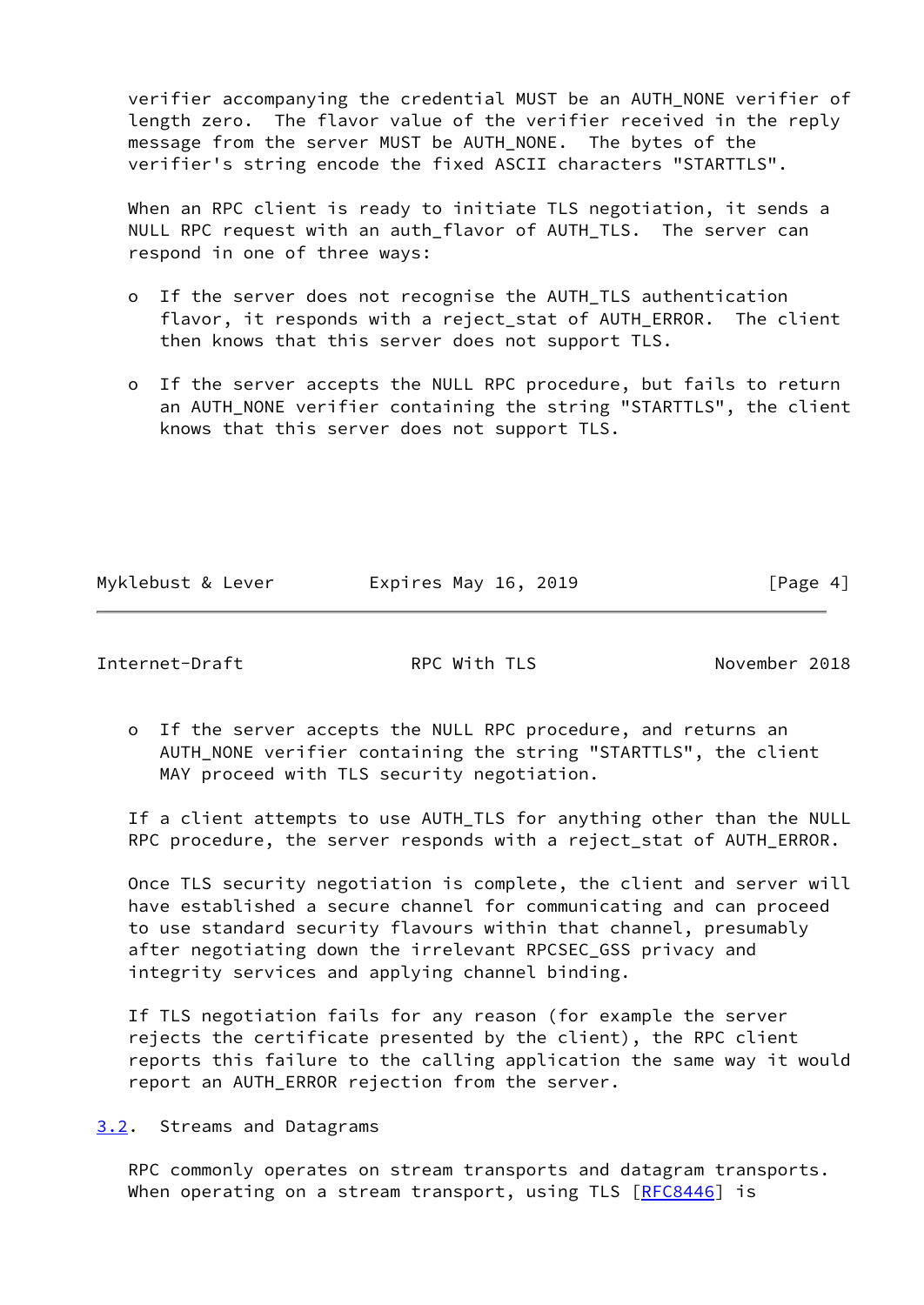verifier accompanying the credential MUST be an AUTH_NONE verifier of length zero. The flavor value of the verifier received in the reply message from the server MUST be AUTH_NONE. The bytes of the verifier's string encode the fixed ASCII characters "STARTTLS".

When an RPC client is ready to initiate TLS negotiation, it sends a NULL RPC request with an auth_flavor of AUTH_TLS. The server can respond in one of three ways:

- If the server does not recognise the AUTH_TLS authentication flavor, it responds with a reject_stat of AUTH_ERROR. The client then knows that this server does not support TLS.

- If the server accepts the NULL RPC procedure, but fails to return an AUTH_NONE verifier containing the string "STARTTLS", the client knows that this server does not support TLS.

- If the server accepts the NULL RPC procedure, and returns an AUTH_NONE verifier containing the string "STARTTLS", the client MAY proceed with TLS security negotiation.

If a client attempts to use AUTH_TLS for anything other than the NULL RPC procedure, the server responds with a reject_stat of AUTH_ERROR.

Once TLS security negotiation is complete, the client and server will have established a secure channel for communicating and can proceed to use standard security flavours within that channel, presumably after negotiating down the irrelevant RPCSEC_GSS privacy and integrity services and applying channel binding.

If TLS negotiation fails for any reason (for example the server rejects the certificate presented by the client), the RPC client reports this failure to the calling application the same way it would report an AUTH_ERROR rejection from the server.

### 3.2. Streams and Datagrams

RPC commonly operates on stream transports and datagram transports. When operating on a stream transport, using TLS [RFC8446] is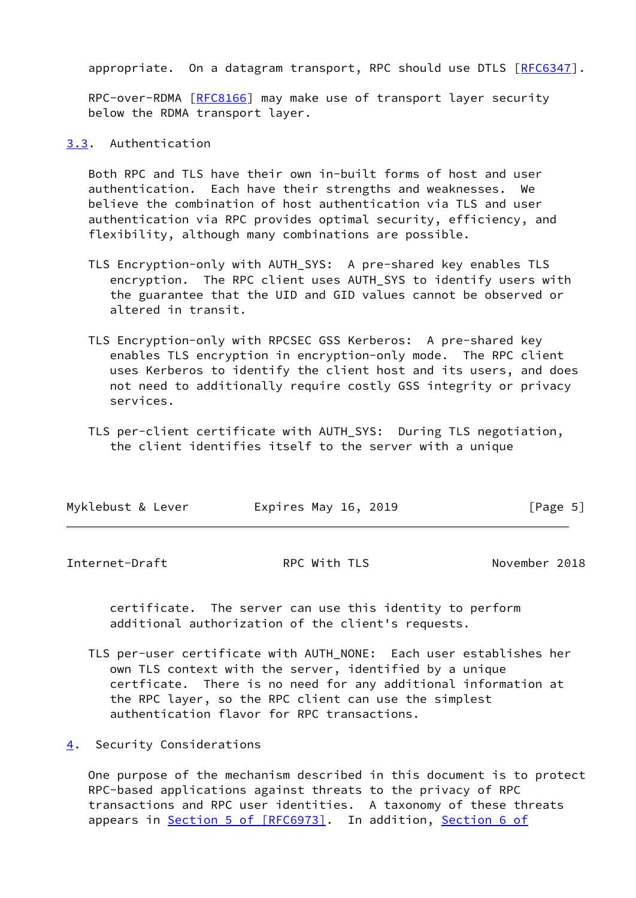appropriate. On a datagram transport, RPC should use DTLS [RFC6347].

RPC-over-RDMA [RFC8166] may make use of transport layer security below the RDMA transport layer.

### 3.3. Authentication

Both RPC and TLS have their own in-built forms of host and user authentication. Each have their strengths and weaknesses. We believe the combination of host authentication via TLS and user authentication via RPC provides optimal security, efficiency, and flexibility, although many combinations are possible.

TLS Encryption-only with AUTH_SYS: A pre-shared key enables TLS encryption. The RPC client uses AUTH_SYS to identify users with the guarantee that the UID and GID values cannot be observed or altered in transit.

TLS Encryption-only with RPCSEC GSS Kerberos: A pre-shared key enables TLS encryption in encryption-only mode. The RPC client uses Kerberos to identify the client host and its users, and does not need to additionally require costly GSS integrity or privacy services.

TLS per-client certificate with AUTH_SYS: During TLS negotiation, the client identifies itself to the server with a unique certificate. The server can use this identity to perform additional authorization of the client's requests.

TLS per-user certificate with AUTH_NONE: Each user establishes her own TLS context with the server, identified by a unique certficate. There is no need for any additional information at the RPC layer, so the RPC client can use the simplest authentication flavor for RPC transactions.

## 4. Security Considerations

One purpose of the mechanism described in this document is to protect RPC-based applications against threats to the privacy of RPC transactions and RPC user identities. A taxonomy of these threats appears in Section 5 of [RFC6973]. In addition, Section 6 of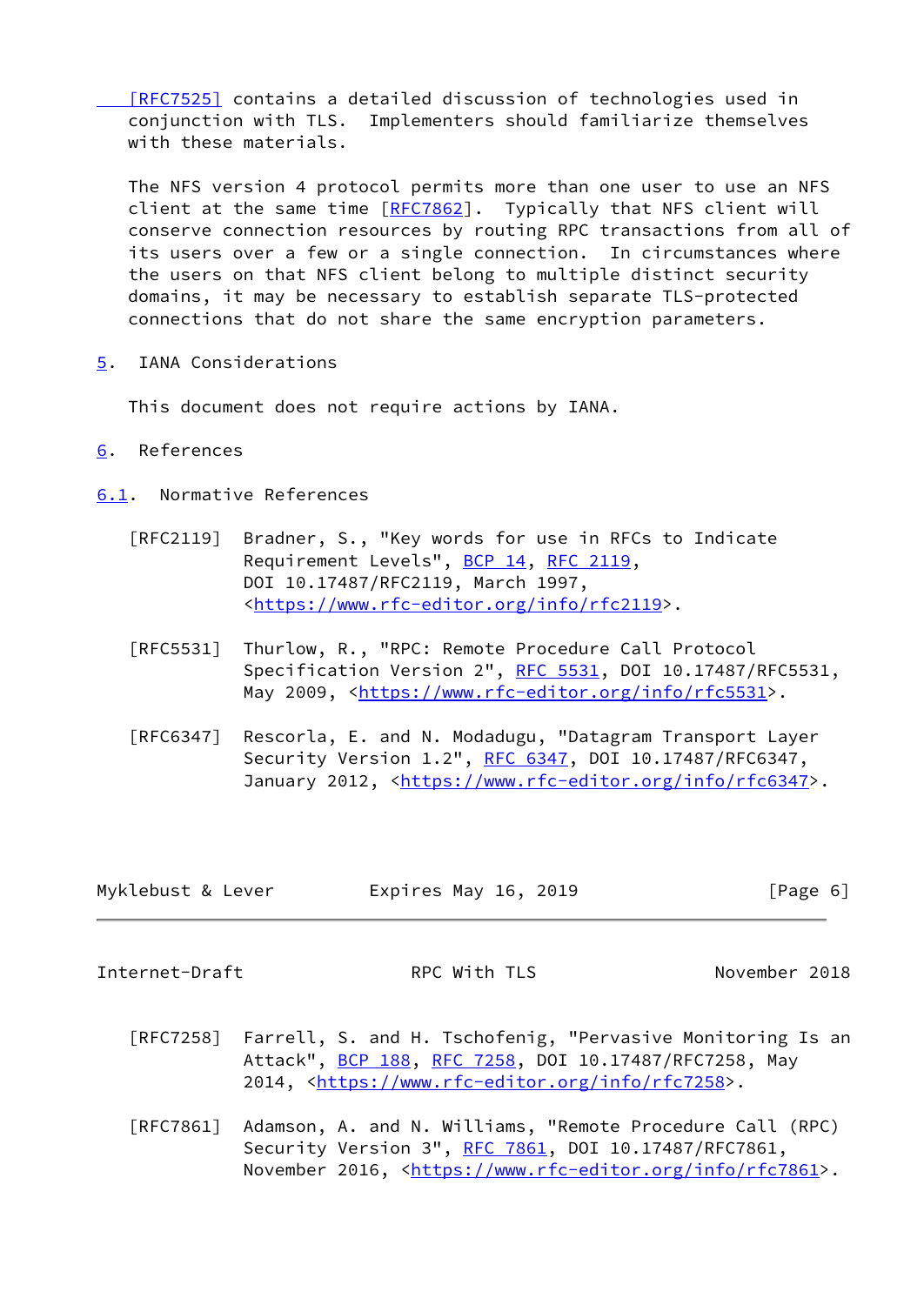[RFC7525] contains a detailed discussion of technologies used in conjunction with TLS. Implementers should familiarize themselves with these materials.

The NFS version 4 protocol permits more than one user to use an NFS client at the same time [RFC7862]. Typically that NFS client will conserve connection resources by routing RPC transactions from all of its users over a few or a single connection. In circumstances where the users on that NFS client belong to multiple distinct security domains, it may be necessary to establish separate TLS-protected connections that do not share the same encryption parameters.

## 5. IANA Considerations

This document does not require actions by IANA.

## 6. References

### 6.1. Normative References

[RFC2119] Bradner, S., "Key words for use in RFCs to Indicate Requirement Levels", BCP 14, RFC 2119, DOI 10.17487/RFC2119, March 1997, <https://www.rfc-editor.org/info/rfc2119>.

[RFC5531] Thurlow, R., "RPC: Remote Procedure Call Protocol Specification Version 2", RFC 5531, DOI 10.17487/RFC5531, May 2009, <https://www.rfc-editor.org/info/rfc5531>.

[RFC6347] Rescorla, E. and N. Modadugu, "Datagram Transport Layer Security Version 1.2", RFC 6347, DOI 10.17487/RFC6347, January 2012, <https://www.rfc-editor.org/info/rfc6347>.

[RFC7258] Farrell, S. and H. Tschofenig, "Pervasive Monitoring Is an Attack", BCP 188, RFC 7258, DOI 10.17487/RFC7258, May 2014, <https://www.rfc-editor.org/info/rfc7258>.

[RFC7861] Adamson, A. and N. Williams, "Remote Procedure Call (RPC) Security Version 3", RFC 7861, DOI 10.17487/RFC7861, November 2016, <https://www.rfc-editor.org/info/rfc7861>.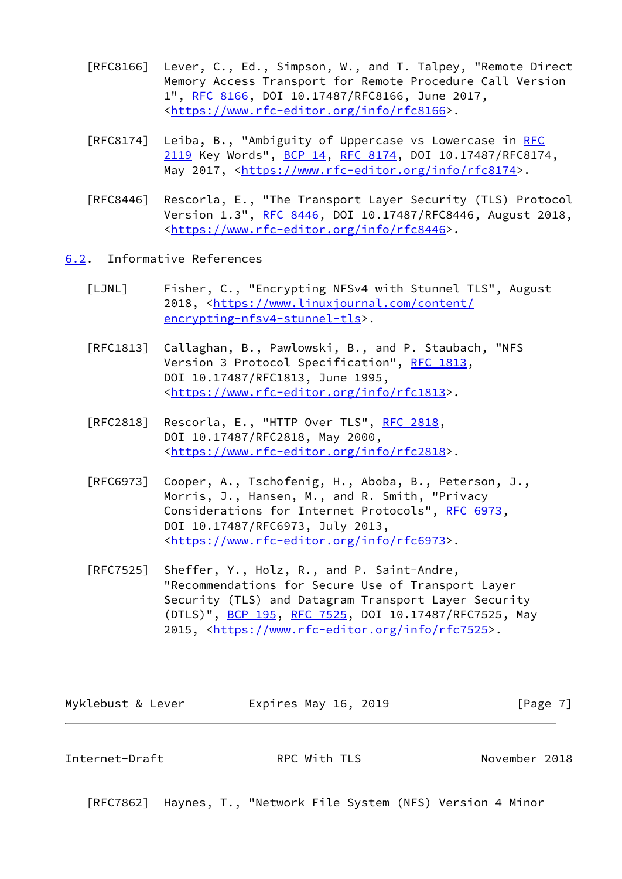[RFC8166] Lever, C., Ed., Simpson, W., and T. Talpey, "Remote Direct Memory Access Transport for Remote Procedure Call Version 1", RFC 8166, DOI 10.17487/RFC8166, June 2017, <https://www.rfc-editor.org/info/rfc8166>.

[RFC8174] Leiba, B., "Ambiguity of Uppercase vs Lowercase in RFC 2119 Key Words", BCP 14, RFC 8174, DOI 10.17487/RFC8174, May 2017, <https://www.rfc-editor.org/info/rfc8174>.

[RFC8446] Rescorla, E., "The Transport Layer Security (TLS) Protocol Version 1.3", RFC 8446, DOI 10.17487/RFC8446, August 2018, <https://www.rfc-editor.org/info/rfc8446>.

## 6.2. Informative References

[LJNL] Fisher, C., "Encrypting NFSv4 with Stunnel TLS", August 2018, <https://www.linuxjournal.com/content/encrypting-nfsv4-stunnel-tls>.

[RFC1813] Callaghan, B., Pawlowski, B., and P. Staubach, "NFS Version 3 Protocol Specification", RFC 1813, DOI 10.17487/RFC1813, June 1995, <https://www.rfc-editor.org/info/rfc1813>.

[RFC2818] Rescorla, E., "HTTP Over TLS", RFC 2818, DOI 10.17487/RFC2818, May 2000, <https://www.rfc-editor.org/info/rfc2818>.

[RFC6973] Cooper, A., Tschofenig, H., Aboba, B., Peterson, J., Morris, J., Hansen, M., and R. Smith, "Privacy Considerations for Internet Protocols", RFC 6973, DOI 10.17487/RFC6973, July 2013, <https://www.rfc-editor.org/info/rfc6973>.

[RFC7525] Sheffer, Y., Holz, R., and P. Saint-Andre, "Recommendations for Secure Use of Transport Layer Security (TLS) and Datagram Transport Layer Security (DTLS)", BCP 195, RFC 7525, DOI 10.17487/RFC7525, May 2015, <https://www.rfc-editor.org/info/rfc7525>.

[RFC7862] Haynes, T., "Network File System (NFS) Version 4 Minor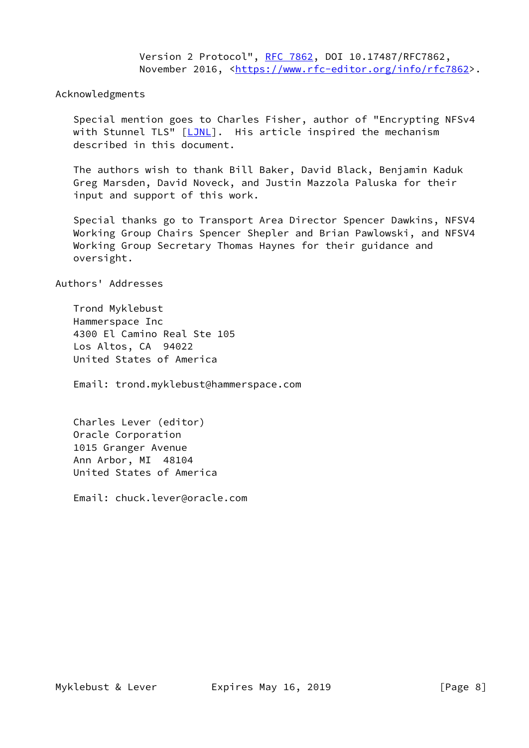Version 2 Protocol", RFC 7862, DOI 10.17487/RFC7862, November 2016, <https://www.rfc-editor.org/info/rfc7862>.

## Acknowledgments

Special mention goes to Charles Fisher, author of "Encrypting NFSv4 with Stunnel TLS" [LJNL]. His article inspired the mechanism described in this document.

The authors wish to thank Bill Baker, David Black, Benjamin Kaduk Greg Marsden, David Noveck, and Justin Mazzola Paluska for their input and support of this work.

Special thanks go to Transport Area Director Spencer Dawkins, NFSV4 Working Group Chairs Spencer Shepler and Brian Pawlowski, and NFSV4 Working Group Secretary Thomas Haynes for their guidance and oversight.

## Authors' Addresses

Trond Myklebust
Hammerspace Inc
4300 El Camino Real Ste 105
Los Altos, CA 94022
United States of America

Email: trond.myklebust@hammerspace.com

Charles Lever (editor)
Oracle Corporation
1015 Granger Avenue
Ann Arbor, MI 48104
United States of America

Email: chuck.lever@oracle.com